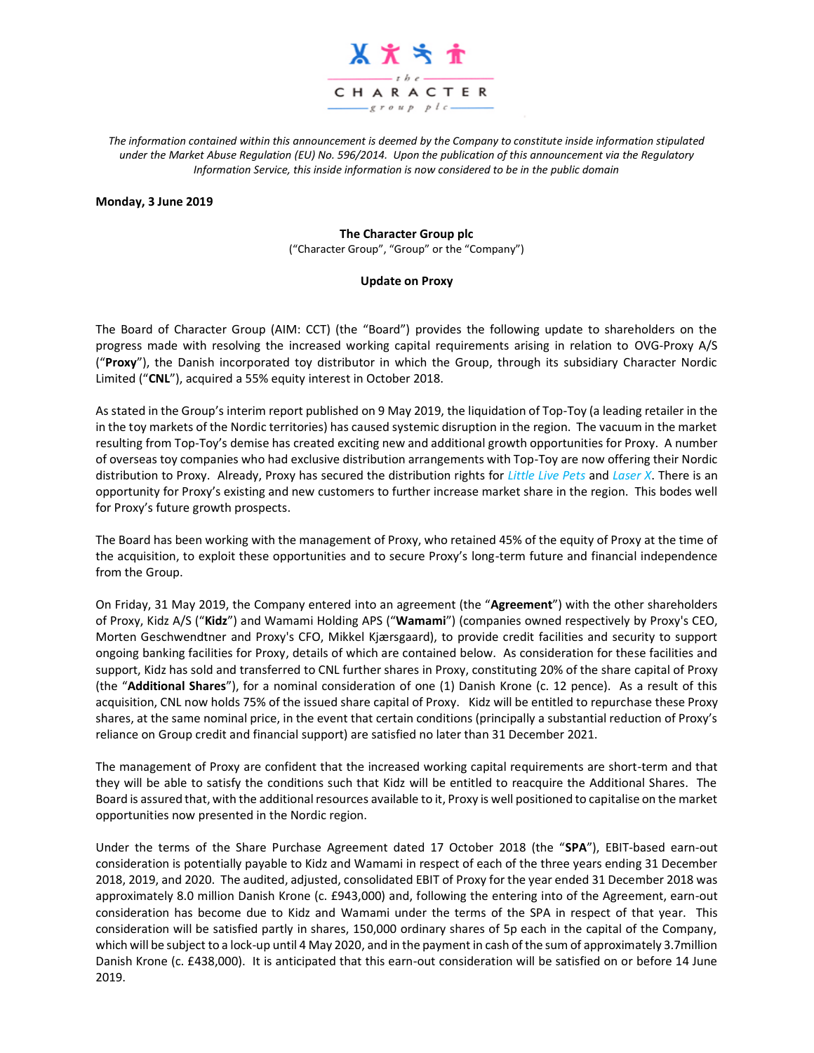the CHARACTER group plc

*The information contained within this announcement is deemed by the Company to constitute inside information stipulated under the Market Abuse Regulation (EU) No. 596/2014. Upon the publication of this announcement via the Regulatory Information Service, this inside information is now considered to be in the public domain*

**Monday, 3 June 2019**

**The Character Group plc**
("Character Group", "Group" or the "Company")

**Update on Proxy**

The Board of Character Group (AIM: CCT) (the "Board") provides the following update to shareholders on the progress made with resolving the increased working capital requirements arising in relation to OVG-Proxy A/S ("**Proxy**"), the Danish incorporated toy distributor in which the Group, through its subsidiary Character Nordic Limited ("**CNL**"), acquired a 55% equity interest in October 2018.

As stated in the Group's interim report published on 9 May 2019, the liquidation of Top-Toy (a leading retailer in the in the toy markets of the Nordic territories) has caused systemic disruption in the region. The vacuum in the market resulting from Top-Toy's demise has created exciting new and additional growth opportunities for Proxy. A number of overseas toy companies who had exclusive distribution arrangements with Top-Toy are now offering their Nordic distribution to Proxy. Already, Proxy has secured the distribution rights for *Little Live Pets* and *Laser X*. There is an opportunity for Proxy's existing and new customers to further increase market share in the region. This bodes well for Proxy's future growth prospects.

The Board has been working with the management of Proxy, who retained 45% of the equity of Proxy at the time of the acquisition, to exploit these opportunities and to secure Proxy's long-term future and financial independence from the Group.

On Friday, 31 May 2019, the Company entered into an agreement (the "**Agreement**") with the other shareholders of Proxy, Kidz A/S ("**Kidz**") and Wamami Holding APS ("**Wamami**") (companies owned respectively by Proxy's CEO, Morten Geschwendtner and Proxy's CFO, Mikkel Kjærsgaard), to provide credit facilities and security to support ongoing banking facilities for Proxy, details of which are contained below. As consideration for these facilities and support, Kidz has sold and transferred to CNL further shares in Proxy, constituting 20% of the share capital of Proxy (the "**Additional Shares**"), for a nominal consideration of one (1) Danish Krone (c. 12 pence). As a result of this acquisition, CNL now holds 75% of the issued share capital of Proxy. Kidz will be entitled to repurchase these Proxy shares, at the same nominal price, in the event that certain conditions (principally a substantial reduction of Proxy's reliance on Group credit and financial support) are satisfied no later than 31 December 2021.

The management of Proxy are confident that the increased working capital requirements are short-term and that they will be able to satisfy the conditions such that Kidz will be entitled to reacquire the Additional Shares. The Board is assured that, with the additional resources available to it, Proxy is well positioned to capitalise on the market opportunities now presented in the Nordic region.

Under the terms of the Share Purchase Agreement dated 17 October 2018 (the "**SPA**"), EBIT-based earn-out consideration is potentially payable to Kidz and Wamami in respect of each of the three years ending 31 December 2018, 2019, and 2020. The audited, adjusted, consolidated EBIT of Proxy for the year ended 31 December 2018 was approximately 8.0 million Danish Krone (c. £943,000) and, following the entering into of the Agreement, earn-out consideration has become due to Kidz and Wamami under the terms of the SPA in respect of that year. This consideration will be satisfied partly in shares, 150,000 ordinary shares of 5p each in the capital of the Company, which will be subject to a lock-up until 4 May 2020, and in the payment in cash of the sum of approximately 3.7million Danish Krone (c. £438,000). It is anticipated that this earn-out consideration will be satisfied on or before 14 June 2019.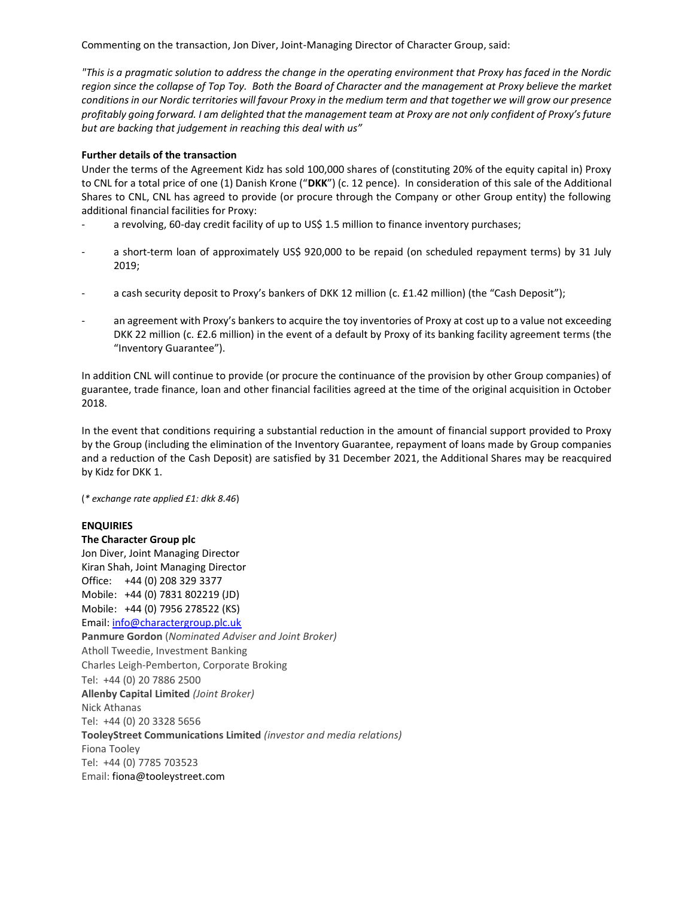Commenting on the transaction, Jon Diver, Joint-Managing Director of Character Group, said:

*"This is a pragmatic solution to address the change in the operating environment that Proxy has faced in the Nordic region since the collapse of Top Toy. Both the Board of Character and the management at Proxy believe the market conditions in our Nordic territories will favour Proxy in the medium term and that together we will grow our presence profitably going forward. I am delighted that the management team at Proxy are not only confident of Proxy's future but are backing that judgement in reaching this deal with us"*

**Further details of the transaction**

Under the terms of the Agreement Kidz has sold 100,000 shares of (constituting 20% of the equity capital in) Proxy to CNL for a total price of one (1) Danish Krone ("**DKK**") (c. 12 pence). In consideration of this sale of the Additional Shares to CNL, CNL has agreed to provide (or procure through the Company or other Group entity) the following additional financial facilities for Proxy:

- a revolving, 60-day credit facility of up to US$ 1.5 million to finance inventory purchases;
- a short-term loan of approximately US$ 920,000 to be repaid (on scheduled repayment terms) by 31 July 2019;
- a cash security deposit to Proxy's bankers of DKK 12 million (c. £1.42 million) (the "Cash Deposit");
- an agreement with Proxy's bankers to acquire the toy inventories of Proxy at cost up to a value not exceeding DKK 22 million (c. £2.6 million) in the event of a default by Proxy of its banking facility agreement terms (the "Inventory Guarantee").

In addition CNL will continue to provide (or procure the continuance of the provision by other Group companies) of guarantee, trade finance, loan and other financial facilities agreed at the time of the original acquisition in October 2018.

In the event that conditions requiring a substantial reduction in the amount of financial support provided to Proxy by the Group (including the elimination of the Inventory Guarantee, repayment of loans made by Group companies and a reduction of the Cash Deposit) are satisfied by 31 December 2021, the Additional Shares may be reacquired by Kidz for DKK 1.

(*\* exchange rate applied £1: dkk 8.46*)

**ENQUIRIES**

**The Character Group plc**
Jon Diver, Joint Managing Director
Kiran Shah, Joint Managing Director
Office: +44 (0) 208 329 3377
Mobile: +44 (0) 7831 802219 (JD)
Mobile: +44 (0) 7956 278522 (KS)
Email: info@charactergroup.plc.uk

**Panmure Gordon** *(Nominated Adviser and Joint Broker)*
Atholl Tweedie, Investment Banking
Charles Leigh-Pemberton, Corporate Broking
Tel: +44 (0) 20 7886 2500

**Allenby Capital Limited** *(Joint Broker)*
Nick Athanas
Tel: +44 (0) 20 3328 5656

**TooleyStreet Communications Limited** *(investor and media relations)*
Fiona Tooley
Tel: +44 (0) 7785 703523
Email: fiona@tooleystreet.com